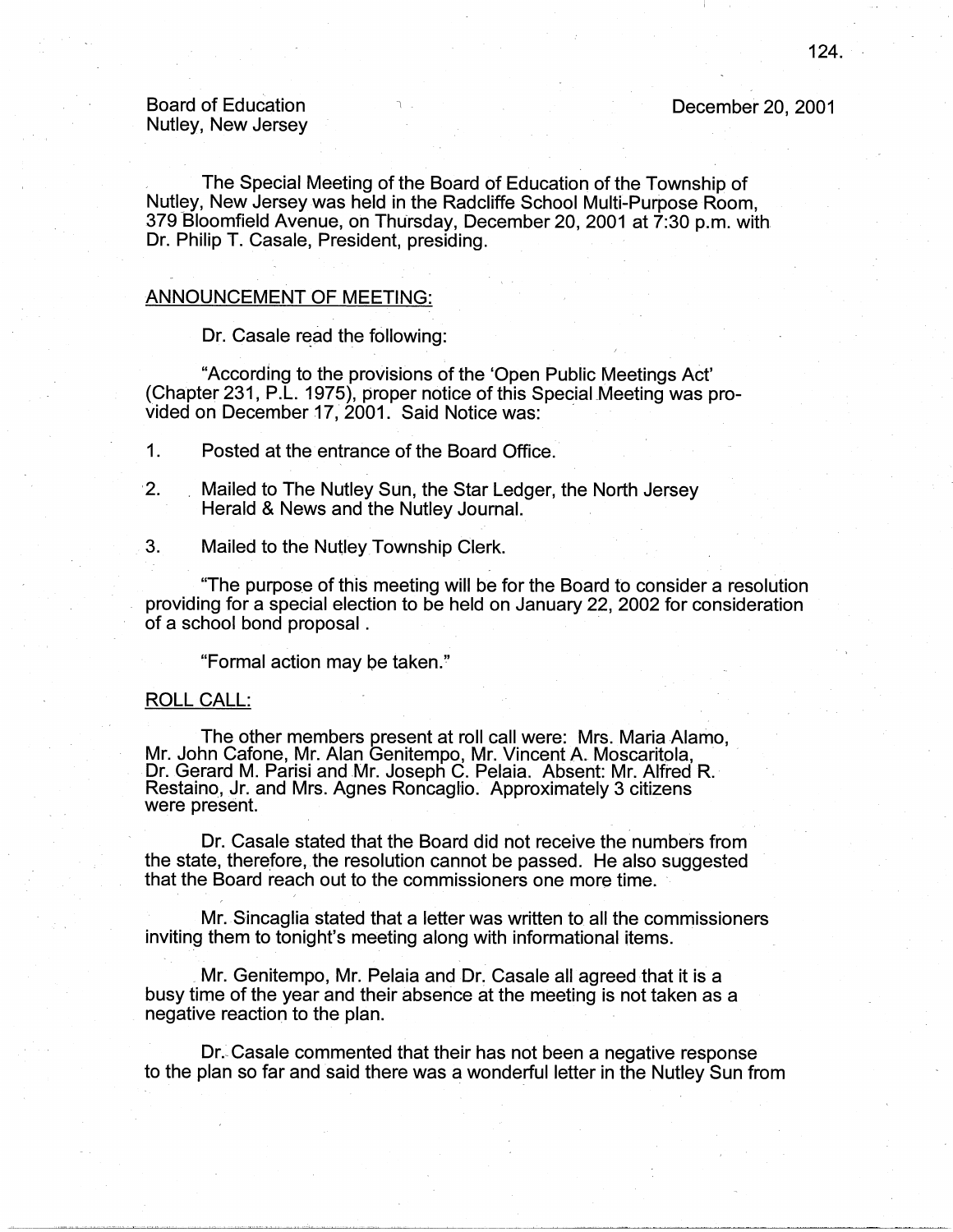Board of Education
Nutley, New Jersey

December 20, 2001

The Special Meeting of the Board of Education of the Township of Nutley, New Jersey was held in the Radcliffe School Multi-Purpose Room, 379 Bloomfield Avenue, on Thursday, December 20, 2001 at 7:30 p.m. with Dr. Philip T. Casale, President, presiding.

ANNOUNCEMENT OF MEETING:

Dr. Casale read the following:

"According to the provisions of the 'Open Public Meetings Act' (Chapter 231, P.L. 1975), proper notice of this Special Meeting was provided on December 17, 2001. Said Notice was:

1. Posted at the entrance of the Board Office.
2. Mailed to The Nutley Sun, the Star Ledger, the North Jersey Herald & News and the Nutley Journal.
3. Mailed to the Nutley Township Clerk.

"The purpose of this meeting will be for the Board to consider a resolution providing for a special election to be held on January 22, 2002 for consideration of a school bond proposal .

"Formal action may be taken."

ROLL CALL:

The other members present at roll call were: Mrs. Maria Alamo, Mr. John Cafone, Mr. Alan Genitempo, Mr. Vincent A. Moscaritola, Dr. Gerard M. Parisi and Mr. Joseph C. Pelaia. Absent: Mr. Alfred R. Restaino, Jr. and Mrs. Agnes Roncaglio. Approximately 3 citizens were present.

Dr. Casale stated that the Board did not receive the numbers from the state, therefore, the resolution cannot be passed. He also suggested that the Board reach out to the commissioners one more time.

Mr. Sincaglia stated that a letter was written to all the commissioners inviting them to tonight's meeting along with informational items.

Mr. Genitempo, Mr. Pelaia and Dr. Casale all agreed that it is a busy time of the year and their absence at the meeting is not taken as a negative reaction to the plan.

Dr. Casale commented that their has not been a negative response to the plan so far and said there was a wonderful letter in the Nutley Sun from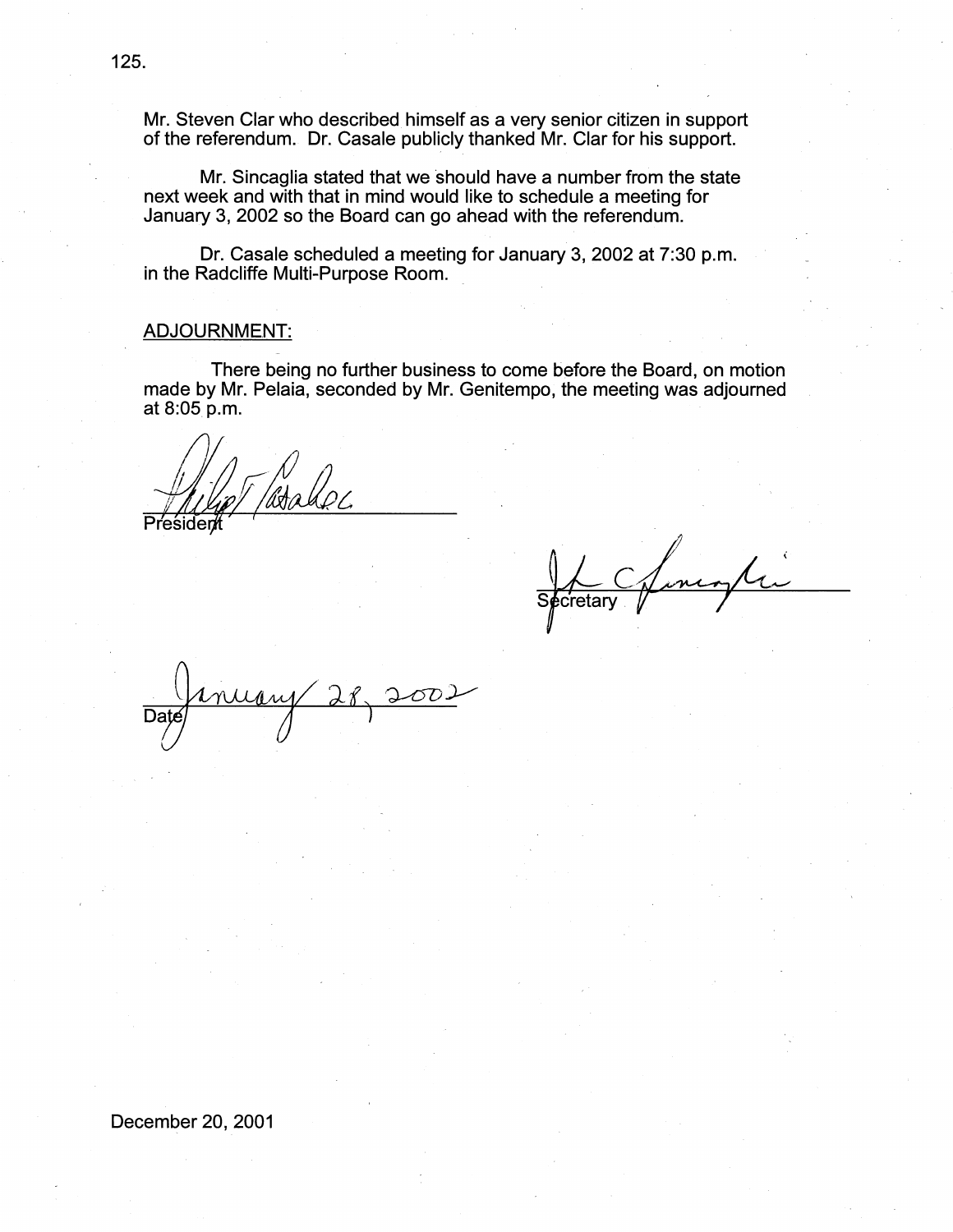Mr. Steven Clar who described himself as a very senior citizen in support of the referendum. Dr. Casale publicly thanked Mr. Clar for his support.

Mr. Sincaglia stated that we should have a number from the state next week and with that in mind would like to schedule a meeting for January 3, 2002 so the Board can go ahead with the referendum.

Dr. Casale scheduled a meeting for January 3, 2002 at 7:30 p.m. in the Radcliffe Multi-Purpose Room.

ADJOURNMENT:

There being no further business to come before the Board, on motion made by Mr. Pelaia, seconded by Mr. Genitempo, the meeting was adjourned at 8:05 p.m.

Philip T. Casale
President

J. C. Sincaglia
Secretary

January 28, 2002
Date

December 20, 2001